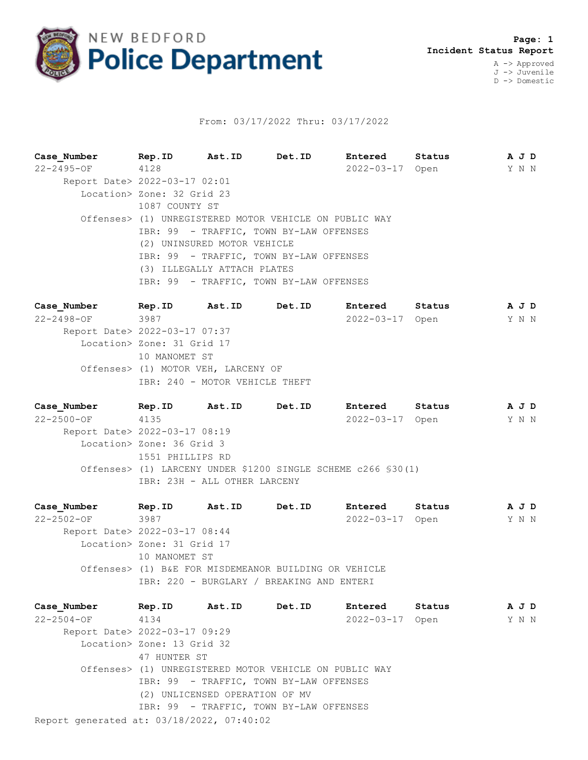NEW BEDFORD
**Police Department**

**Incident Status Report**

A -> Approved
J -> Juvenile
D -> Domestic

From: 03/17/2022 Thru: 03/17/2022

| Case_Number | Rep.ID | Ast.ID | Det.ID | Entered | Status | A J D |
|---|---|---|---|---|---|---|
| 22-2495-OF | 4128 | | | 2022-03-17 | Open | Y N N |

Report Date> 2022-03-17 02:01
Location> Zone: 32 Grid 23
1087 COUNTY ST
Offenses> (1) UNREGISTERED MOTOR VEHICLE ON PUBLIC WAY
IBR: 99 - TRAFFIC, TOWN BY-LAW OFFENSES
(2) UNINSURED MOTOR VEHICLE
IBR: 99 - TRAFFIC, TOWN BY-LAW OFFENSES
(3) ILLEGALLY ATTACH PLATES
IBR: 99 - TRAFFIC, TOWN BY-LAW OFFENSES

| Case_Number | Rep.ID | Ast.ID | Det.ID | Entered | Status | A J D |
|---|---|---|---|---|---|---|
| 22-2498-OF | 3987 | | | 2022-03-17 | Open | Y N N |

Report Date> 2022-03-17 07:37
Location> Zone: 31 Grid 17
10 MANOMET ST
Offenses> (1) MOTOR VEH, LARCENY OF
IBR: 240 - MOTOR VEHICLE THEFT

| Case_Number | Rep.ID | Ast.ID | Det.ID | Entered | Status | A J D |
|---|---|---|---|---|---|---|
| 22-2500-OF | 4135 | | | 2022-03-17 | Open | Y N N |

Report Date> 2022-03-17 08:19
Location> Zone: 36 Grid 3
1551 PHILLIPS RD
Offenses> (1) LARCENY UNDER $1200 SINGLE SCHEME c266 §30(1)
IBR: 23H - ALL OTHER LARCENY

| Case_Number | Rep.ID | Ast.ID | Det.ID | Entered | Status | A J D |
|---|---|---|---|---|---|---|
| 22-2502-OF | 3987 | | | 2022-03-17 | Open | Y N N |

Report Date> 2022-03-17 08:44
Location> Zone: 31 Grid 17
10 MANOMET ST
Offenses> (1) B&E FOR MISDEMEANOR BUILDING OR VEHICLE
IBR: 220 - BURGLARY / BREAKING AND ENTERI

| Case_Number | Rep.ID | Ast.ID | Det.ID | Entered | Status | A J D |
|---|---|---|---|---|---|---|
| 22-2504-OF | 4134 | | | 2022-03-17 | Open | Y N N |

Report Date> 2022-03-17 09:29
Location> Zone: 13 Grid 32
47 HUNTER ST
Offenses> (1) UNREGISTERED MOTOR VEHICLE ON PUBLIC WAY
IBR: 99 - TRAFFIC, TOWN BY-LAW OFFENSES
(2) UNLICENSED OPERATION OF MV
IBR: 99 - TRAFFIC, TOWN BY-LAW OFFENSES

Report generated at: 03/18/2022, 07:40:02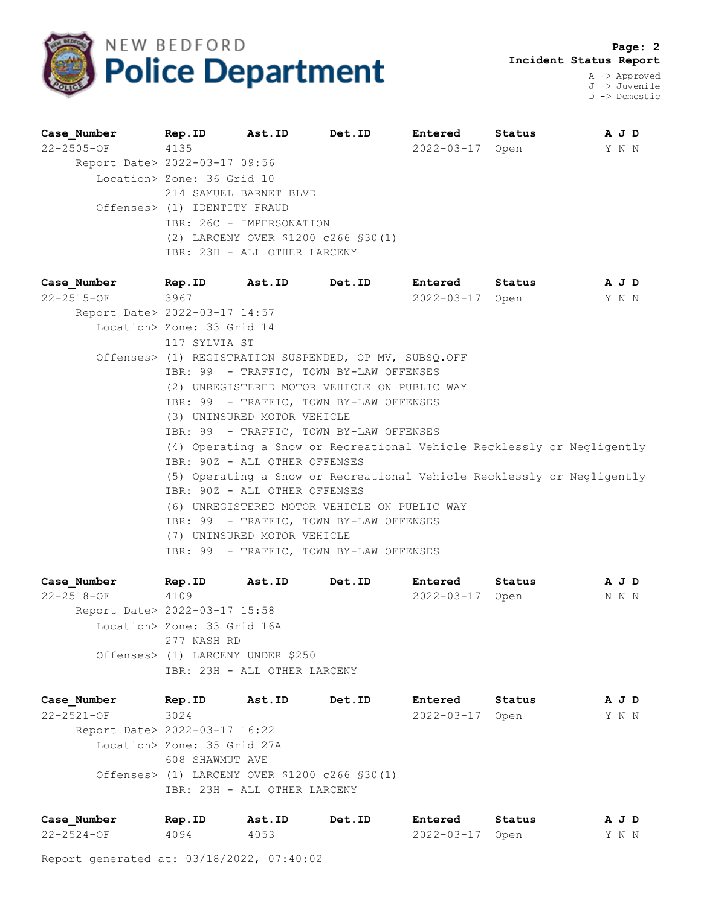**Incident Status Report**

A -> Approved
J -> Juvenile
D -> Domestic

| Case_Number | Rep.ID | Ast.ID | Det.ID | Entered | Status | A J D |
|---|---|---|---|---|---|---|
| 22-2505-OF | 4135 | | | 2022-03-17 | Open | Y N N |

Report Date> 2022-03-17 09:56
Location> Zone: 36 Grid 10
214 SAMUEL BARNET BLVD
Offenses> (1) IDENTITY FRAUD
IBR: 26C - IMPERSONATION
(2) LARCENY OVER $1200 c266 §30(1)
IBR: 23H - ALL OTHER LARCENY

| Case_Number | Rep.ID | Ast.ID | Det.ID | Entered | Status | A J D |
|---|---|---|---|---|---|---|
| 22-2515-OF | 3967 | | | 2022-03-17 | Open | Y N N |

Report Date> 2022-03-17 14:57
Location> Zone: 33 Grid 14
117 SYLVIA ST
Offenses> (1) REGISTRATION SUSPENDED, OP MV, SUBSQ.OFF
IBR: 99 - TRAFFIC, TOWN BY-LAW OFFENSES
(2) UNREGISTERED MOTOR VEHICLE ON PUBLIC WAY
IBR: 99 - TRAFFIC, TOWN BY-LAW OFFENSES
(3) UNINSURED MOTOR VEHICLE
IBR: 99 - TRAFFIC, TOWN BY-LAW OFFENSES
(4) Operating a Snow or Recreational Vehicle Recklessly or Negligently
IBR: 90Z - ALL OTHER OFFENSES
(5) Operating a Snow or Recreational Vehicle Recklessly or Negligently
IBR: 90Z - ALL OTHER OFFENSES
(6) UNREGISTERED MOTOR VEHICLE ON PUBLIC WAY
IBR: 99 - TRAFFIC, TOWN BY-LAW OFFENSES
(7) UNINSURED MOTOR VEHICLE
IBR: 99 - TRAFFIC, TOWN BY-LAW OFFENSES

| Case_Number | Rep.ID | Ast.ID | Det.ID | Entered | Status | A J D |
|---|---|---|---|---|---|---|
| 22-2518-OF | 4109 | | | 2022-03-17 | Open | N N N |

Report Date> 2022-03-17 15:58
Location> Zone: 33 Grid 16A
277 NASH RD
Offenses> (1) LARCENY UNDER $250
IBR: 23H - ALL OTHER LARCENY

| Case_Number | Rep.ID | Ast.ID | Det.ID | Entered | Status | A J D |
|---|---|---|---|---|---|---|
| 22-2521-OF | 3024 | | | 2022-03-17 | Open | Y N N |

Report Date> 2022-03-17 16:22
Location> Zone: 35 Grid 27A
608 SHAWMUT AVE
Offenses> (1) LARCENY OVER $1200 c266 §30(1)
IBR: 23H - ALL OTHER LARCENY

| Case_Number | Rep.ID | Ast.ID | Det.ID | Entered | Status | A J D |
|---|---|---|---|---|---|---|
| 22-2524-OF | 4094 | 4053 | | 2022-03-17 | Open | Y N N |

Report generated at: 03/18/2022, 07:40:02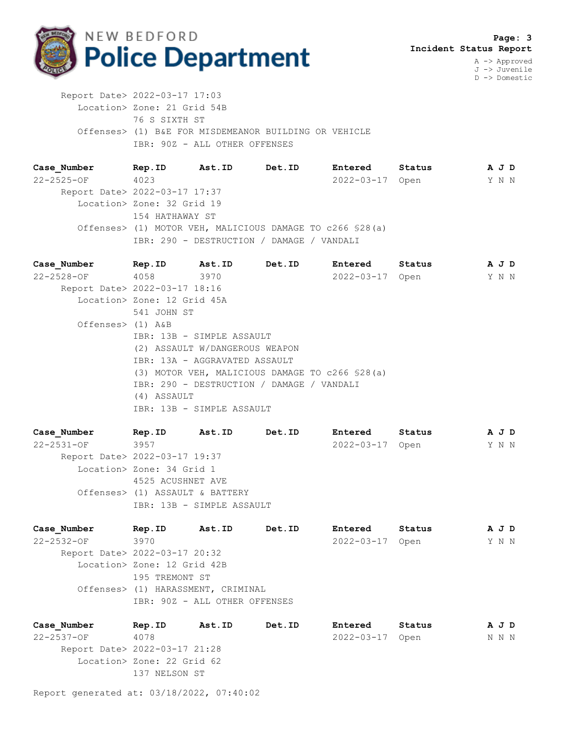**Incident Status Report**

A -> Approved
J -> Juvenile
D -> Domestic

Report Date> 2022-03-17 17:03
Location> Zone: 21 Grid 54B
76 S SIXTH ST
Offenses> (1) B&E FOR MISDEMEANOR BUILDING OR VEHICLE
IBR: 90Z - ALL OTHER OFFENSES

| Case_Number | Rep.ID | Ast.ID | Det.ID | Entered | Status | A | J | D |
|---|---|---|---|---|---|---|---|---|
| 22-2525-OF | 4023 | | | 2022-03-17 | Open | Y | N | N |

Report Date> 2022-03-17 17:37
Location> Zone: 32 Grid 19
154 HATHAWAY ST
Offenses> (1) MOTOR VEH, MALICIOUS DAMAGE TO c266 §28(a)
IBR: 290 - DESTRUCTION / DAMAGE / VANDALI

| Case_Number | Rep.ID | Ast.ID | Det.ID | Entered | Status | A | J | D |
|---|---|---|---|---|---|---|---|---|
| 22-2528-OF | 4058 | 3970 | | 2022-03-17 | Open | Y | N | N |

Report Date> 2022-03-17 18:16
Location> Zone: 12 Grid 45A
541 JOHN ST
Offenses> (1) A&B
IBR: 13B - SIMPLE ASSAULT
(2) ASSAULT W/DANGEROUS WEAPON
IBR: 13A - AGGRAVATED ASSAULT
(3) MOTOR VEH, MALICIOUS DAMAGE TO c266 §28(a)
IBR: 290 - DESTRUCTION / DAMAGE / VANDALI
(4) ASSAULT
IBR: 13B - SIMPLE ASSAULT

| Case_Number | Rep.ID | Ast.ID | Det.ID | Entered | Status | A | J | D |
|---|---|---|---|---|---|---|---|---|
| 22-2531-OF | 3957 | | | 2022-03-17 | Open | Y | N | N |

Report Date> 2022-03-17 19:37
Location> Zone: 34 Grid 1
4525 ACUSHNET AVE
Offenses> (1) ASSAULT & BATTERY
IBR: 13B - SIMPLE ASSAULT

| Case_Number | Rep.ID | Ast.ID | Det.ID | Entered | Status | A | J | D |
|---|---|---|---|---|---|---|---|---|
| 22-2532-OF | 3970 | | | 2022-03-17 | Open | Y | N | N |

Report Date> 2022-03-17 20:32
Location> Zone: 12 Grid 42B
195 TREMONT ST
Offenses> (1) HARASSMENT, CRIMINAL
IBR: 90Z - ALL OTHER OFFENSES

| Case_Number | Rep.ID | Ast.ID | Det.ID | Entered | Status | A | J | D |
|---|---|---|---|---|---|---|---|---|
| 22-2537-OF | 4078 | | | 2022-03-17 | Open | N | N | N |

Report Date> 2022-03-17 21:28
Location> Zone: 22 Grid 62
137 NELSON ST

Report generated at: 03/18/2022, 07:40:02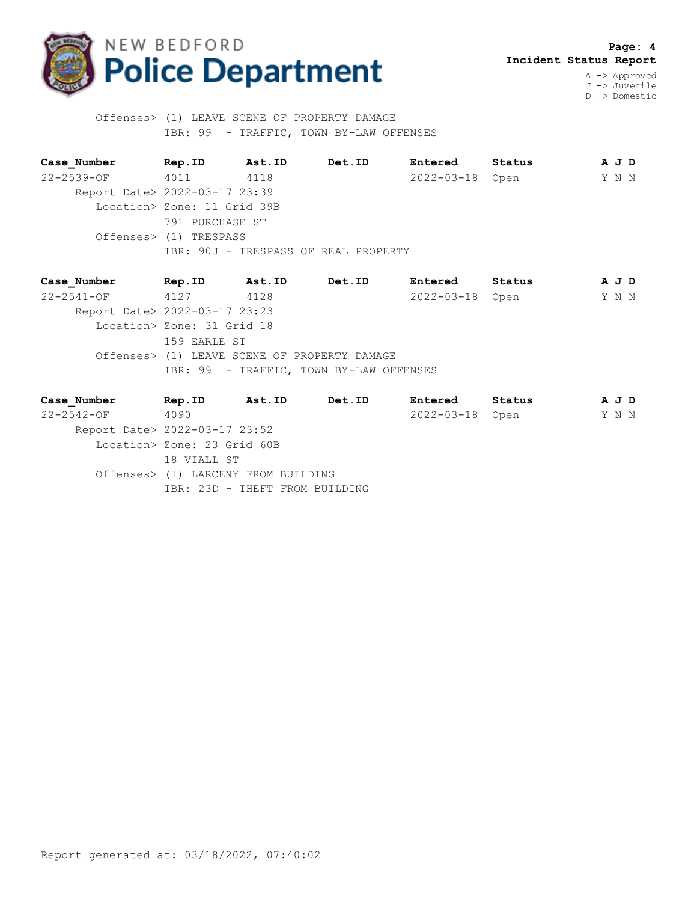**Incident Status Report**

A -> Approved
J -> Juvenile
D -> Domestic

Offenses> (1) LEAVE SCENE OF PROPERTY DAMAGE
IBR: 99 - TRAFFIC, TOWN BY-LAW OFFENSES

| Case_Number | Rep.ID | Ast.ID | Det.ID | Entered | Status | A J D |
|---|---|---|---|---|---|---|
| 22-2539-OF | 4011 | 4118 | | 2022-03-18 | Open | Y N N |

Report Date> 2022-03-17 23:39
Location> Zone: 11 Grid 39B
791 PURCHASE ST
Offenses> (1) TRESPASS
IBR: 90J - TRESPASS OF REAL PROPERTY

| Case_Number | Rep.ID | Ast.ID | Det.ID | Entered | Status | A J D |
|---|---|---|---|---|---|---|
| 22-2541-OF | 4127 | 4128 | | 2022-03-18 | Open | Y N N |

Report Date> 2022-03-17 23:23
Location> Zone: 31 Grid 18
159 EARLE ST
Offenses> (1) LEAVE SCENE OF PROPERTY DAMAGE
IBR: 99 - TRAFFIC, TOWN BY-LAW OFFENSES

| Case_Number | Rep.ID | Ast.ID | Det.ID | Entered | Status | A J D |
|---|---|---|---|---|---|---|
| 22-2542-OF | 4090 | | | 2022-03-18 | Open | Y N N |

Report Date> 2022-03-17 23:52
Location> Zone: 23 Grid 60B
18 VIALL ST
Offenses> (1) LARCENY FROM BUILDING
IBR: 23D - THEFT FROM BUILDING

Report generated at: 03/18/2022, 07:40:02